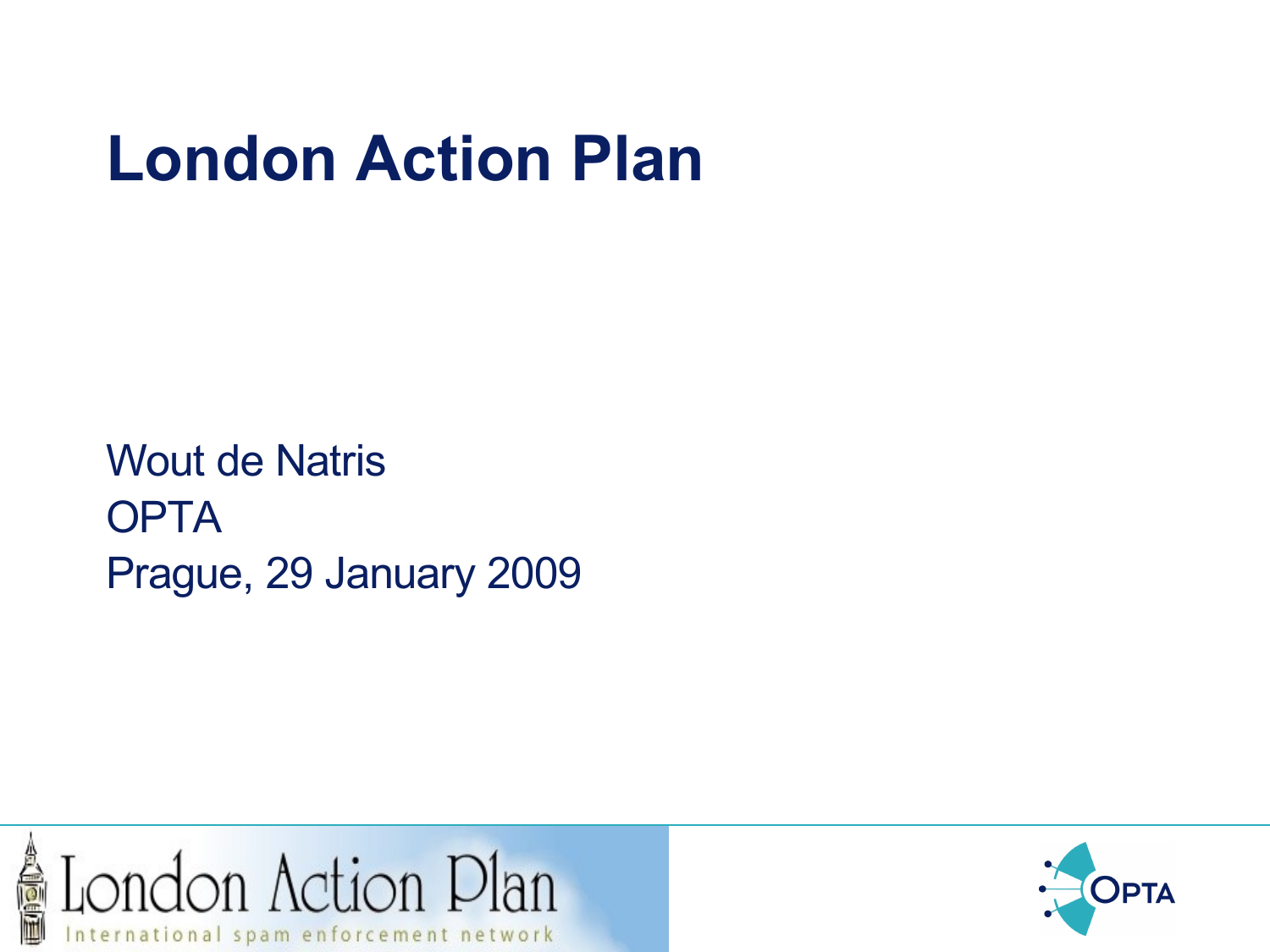# London Action Plan

Wout de Natris
OPTA
Prague, 29 January 2009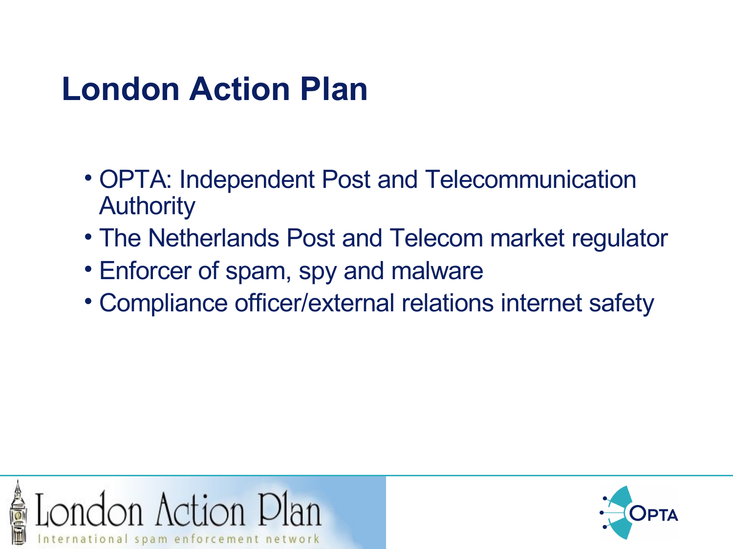# London Action Plan

- OPTA: Independent Post and Telecommunication Authority
- The Netherlands Post and Telecom market regulator
- Enforcer of spam, spy and malware
- Compliance officer/external relations internet safety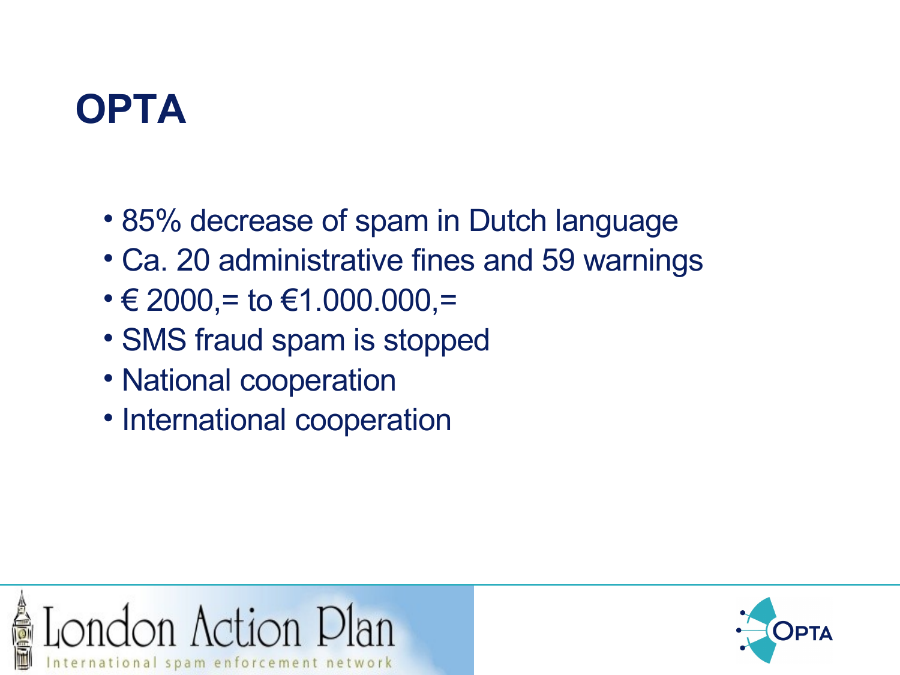# OPTA

- 85% decrease of spam in Dutch language
- Ca. 20 administrative fines and 59 warnings
- € 2000,= to €1.000.000,=
- SMS fraud spam is stopped
- National cooperation
- International cooperation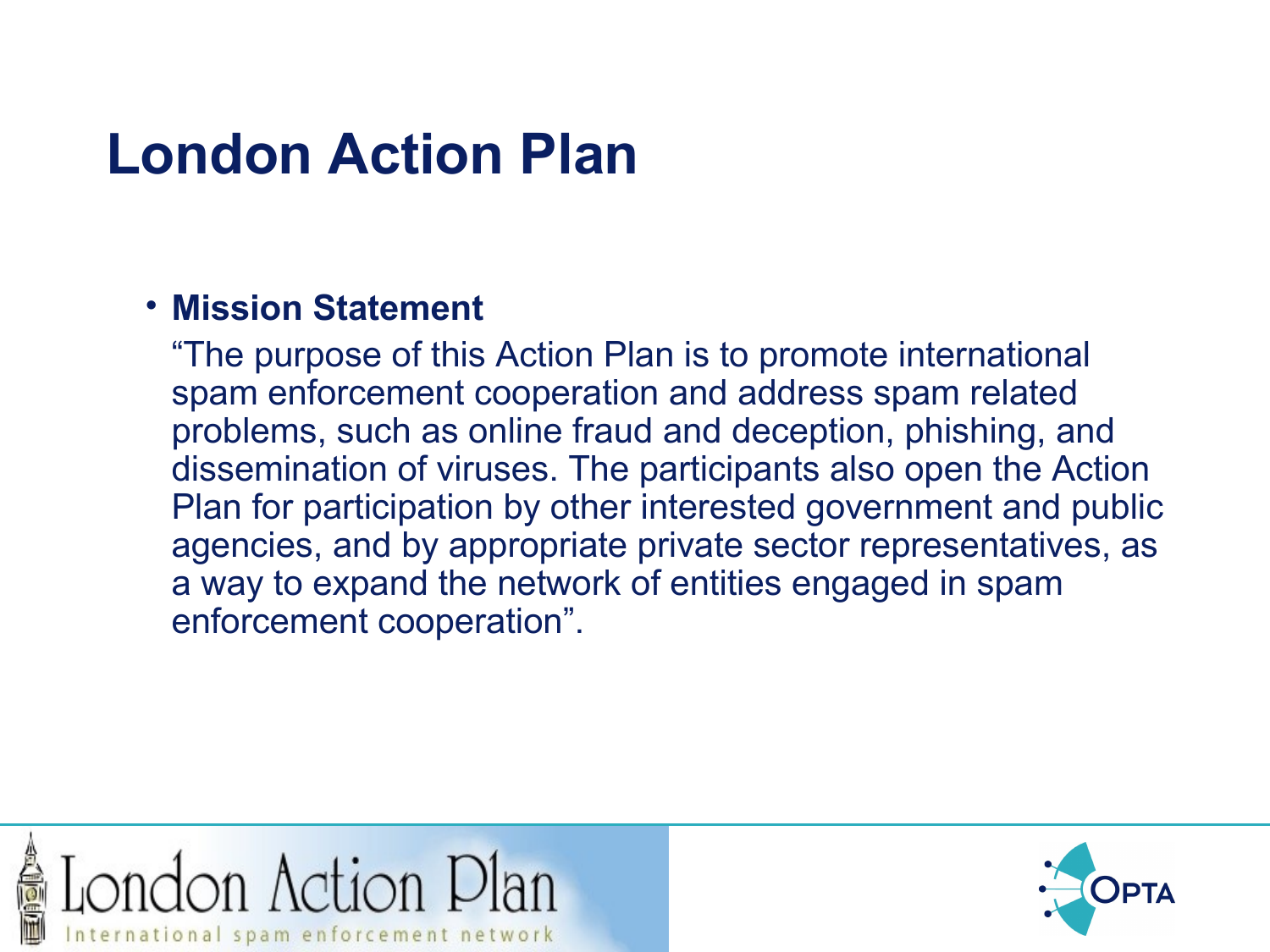# London Action Plan

- **Mission Statement**

  "The purpose of this Action Plan is to promote international spam enforcement cooperation and address spam related problems, such as online fraud and deception, phishing, and dissemination of viruses. The participants also open the Action Plan for participation by other interested government and public agencies, and by appropriate private sector representatives, as a way to expand the network of entities engaged in spam enforcement cooperation".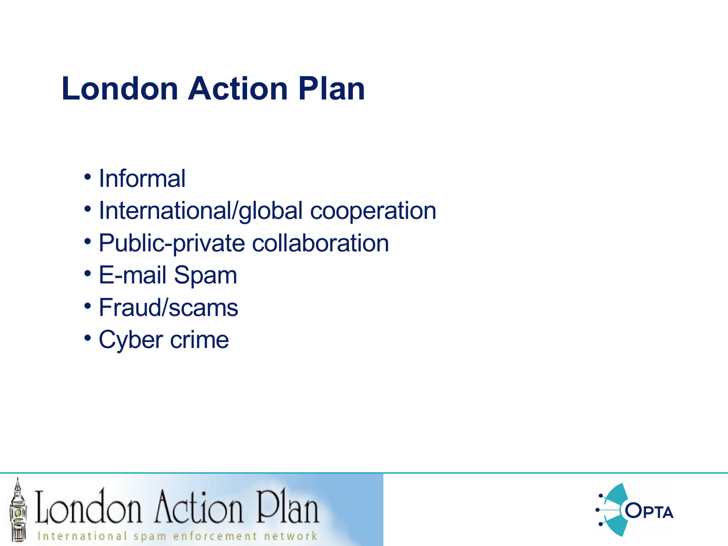# London Action Plan

- Informal
- International/global cooperation
- Public-private collaboration
- E-mail Spam
- Fraud/scams
- Cyber crime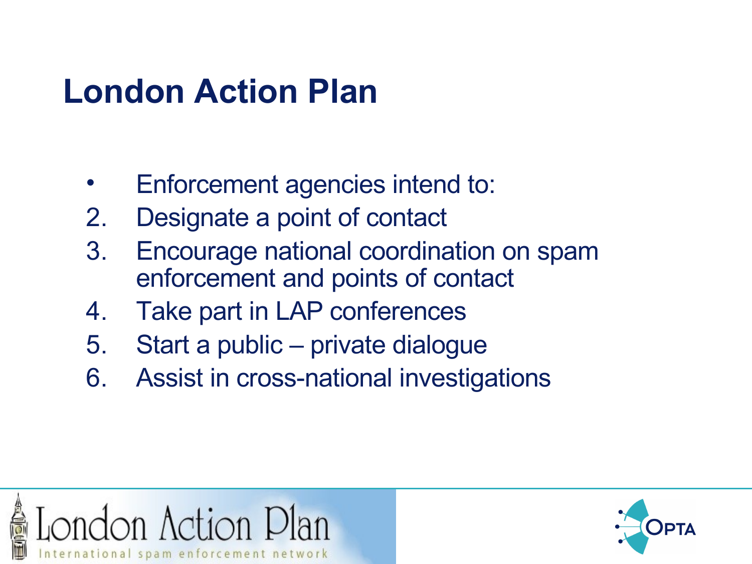# London Action Plan

- Enforcement agencies intend to:
2. Designate a point of contact
3. Encourage national coordination on spam enforcement and points of contact
4. Take part in LAP conferences
5. Start a public – private dialogue
6. Assist in cross-national investigations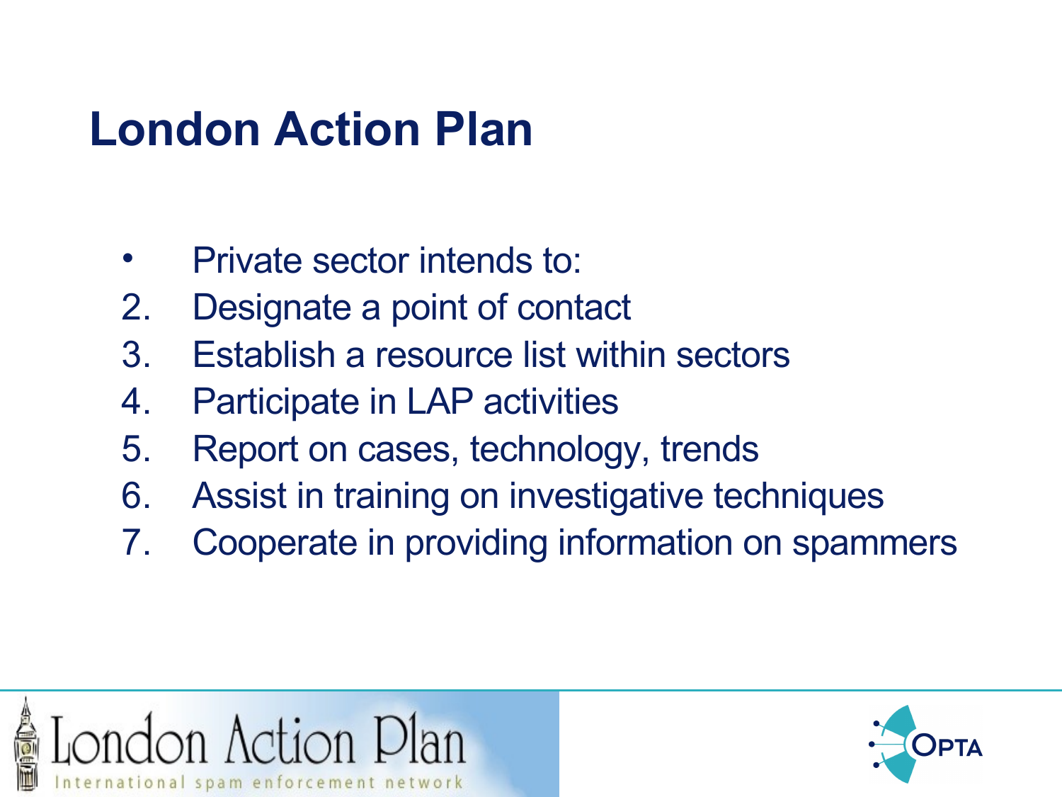# London Action Plan

- Private sector intends to:
2. Designate a point of contact
3. Establish a resource list within sectors
4. Participate in LAP activities
5. Report on cases, technology, trends
6. Assist in training on investigative techniques
7. Cooperate in providing information on spammers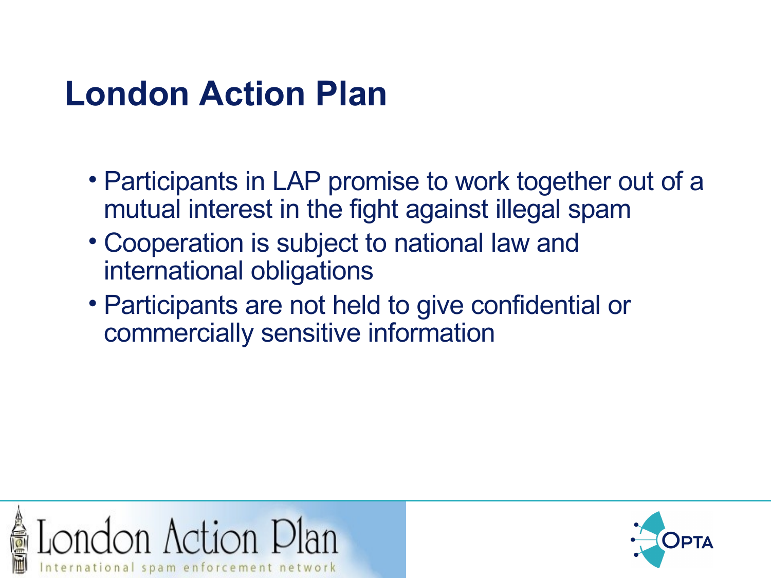# London Action Plan

- Participants in LAP promise to work together out of a mutual interest in the fight against illegal spam
- Cooperation is subject to national law and international obligations
- Participants are not held to give confidential or commercially sensitive information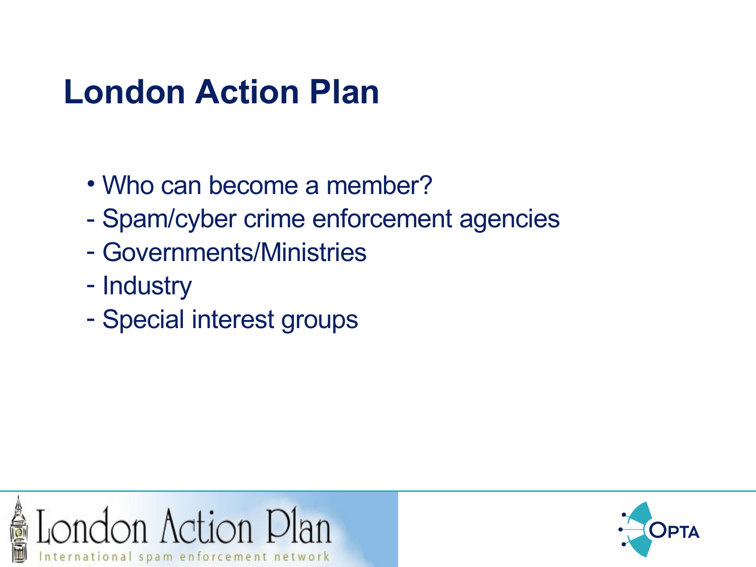# London Action Plan

- Who can become a member?
- Spam/cyber crime enforcement agencies
- Governments/Ministries
- Industry
- Special interest groups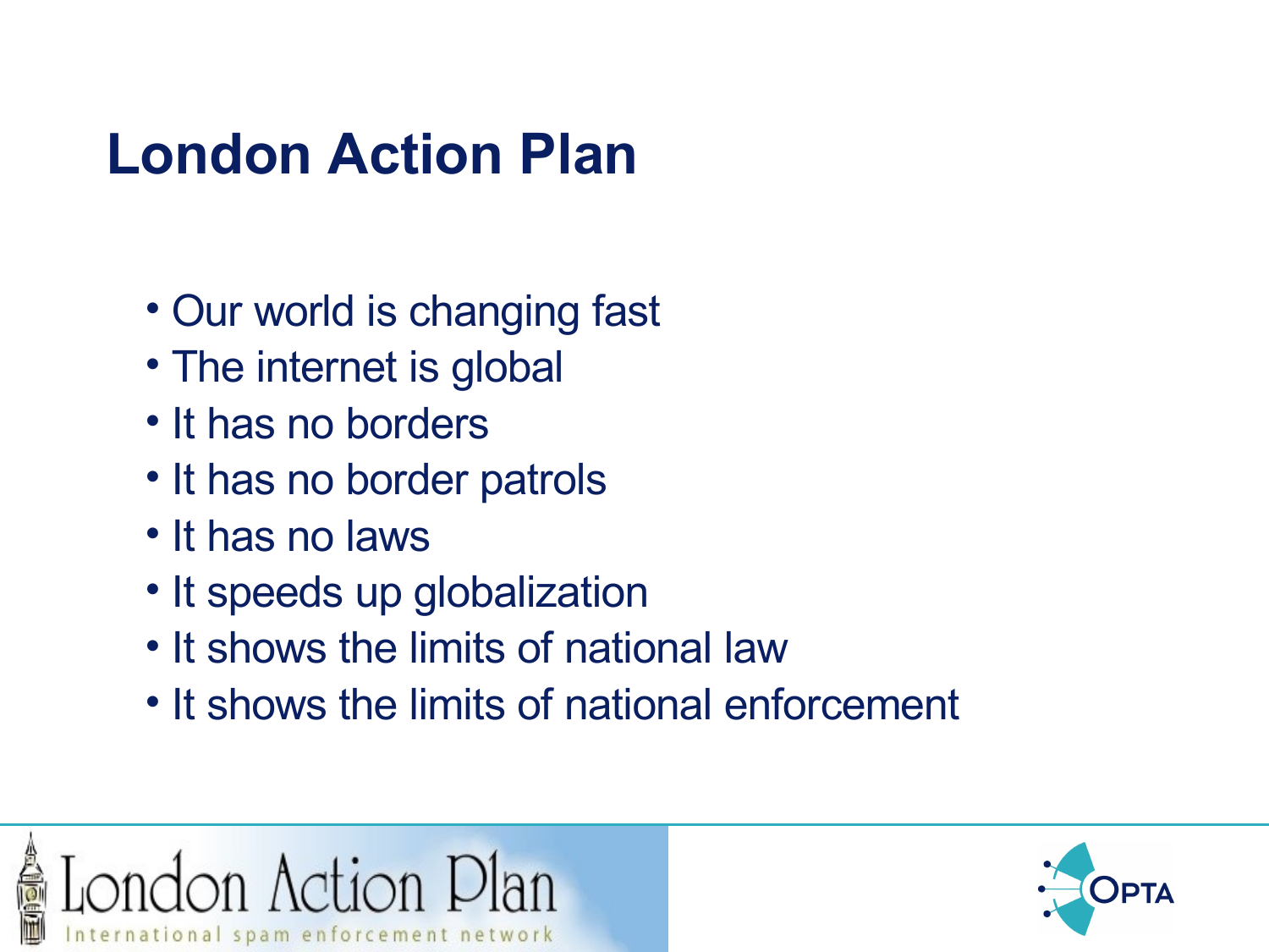# London Action Plan

- Our world is changing fast
- The internet is global
- It has no borders
- It has no border patrols
- It has no laws
- It speeds up globalization
- It shows the limits of national law
- It shows the limits of national enforcement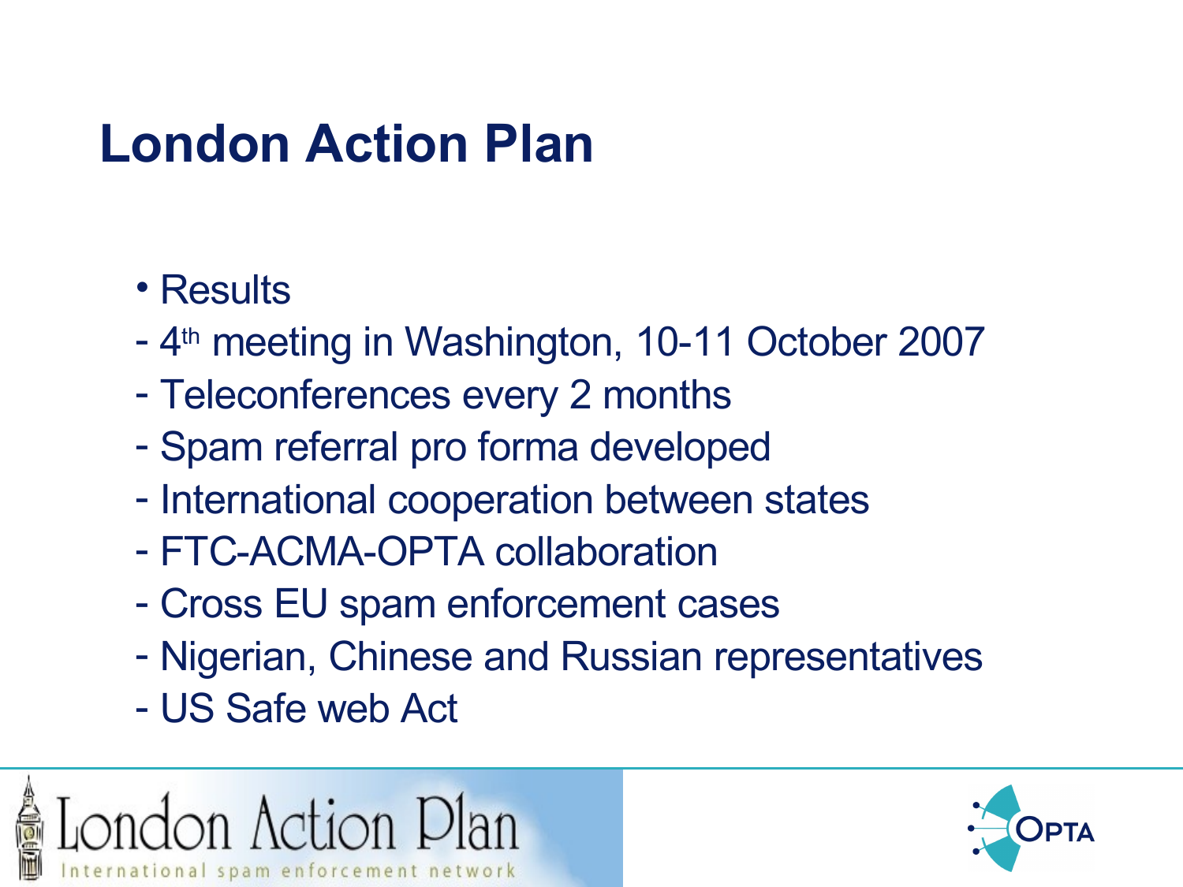# London Action Plan

- Results
  - 4th meeting in Washington, 10-11 October 2007
  - Teleconferences every 2 months
  - Spam referral pro forma developed
  - International cooperation between states
  - FTC-ACMA-OPTA collaboration
  - Cross EU spam enforcement cases
  - Nigerian, Chinese and Russian representatives
  - US Safe web Act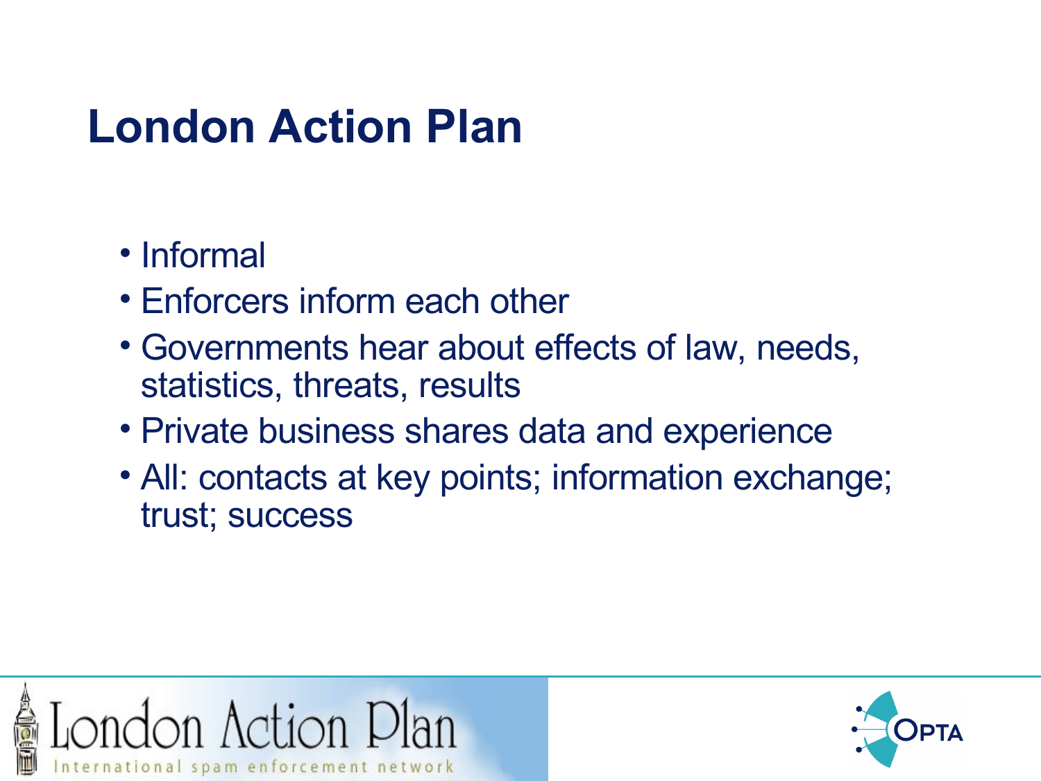# London Action Plan

- Informal
- Enforcers inform each other
- Governments hear about effects of law, needs, statistics, threats, results
- Private business shares data and experience
- All: contacts at key points; information exchange; trust; success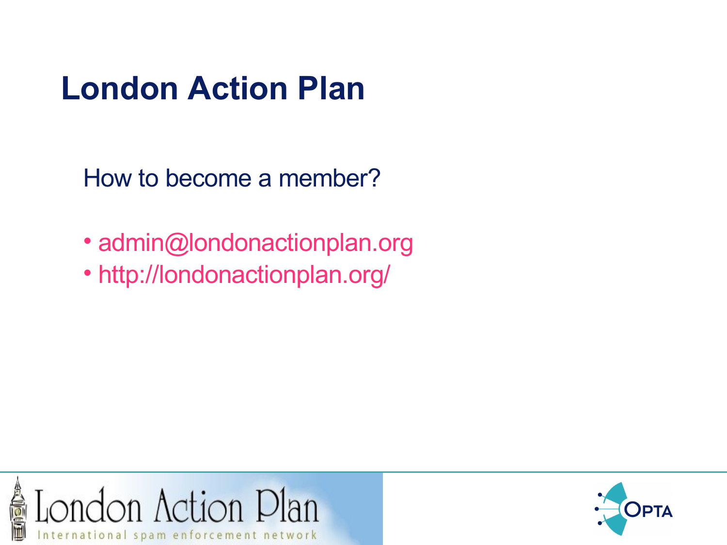# London Action Plan

How to become a member?

- admin@londonactionplan.org
- http://londonactionplan.org/